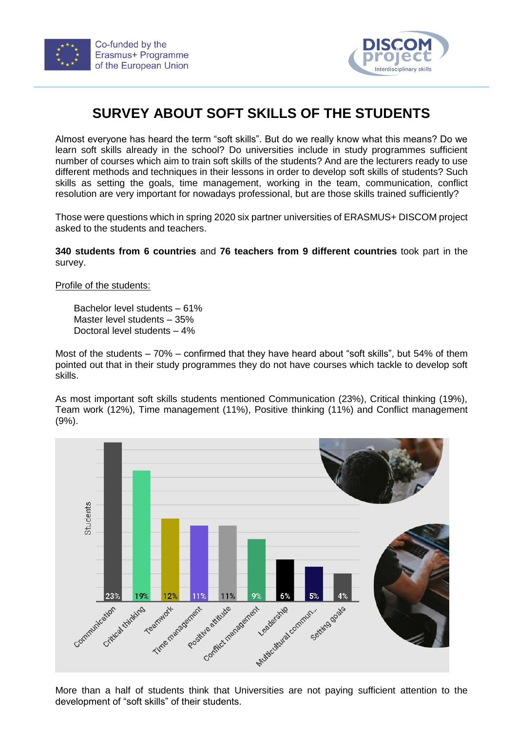Co-funded by the Erasmus+ Programme of the European Union

DISCOM project Interdisciplinary skills

# SURVEY ABOUT SOFT SKILLS OF THE STUDENTS

Almost everyone has heard the term “soft skills”. But do we really know what this means? Do we learn soft skills already in the school? Do universities include in study programmes sufficient number of courses which aim to train soft skills of the students? And are the lecturers ready to use different methods and techniques in their lessons in order to develop soft skills of students? Such skills as setting the goals, time management, working in the team, communication, conflict resolution are very important for nowadays professional, but are those skills trained sufficiently?

Those were questions which in spring 2020 six partner universities of ERASMUS+ DISCOM project asked to the students and teachers.

**340 students from 6 countries** and **76 teachers from 9 different countries** took part in the survey.

Profile of the students:

Bachelor level students – 61%
Master level students – 35%
Doctoral level students – 4%

Most of the students – 70% – confirmed that they have heard about “soft skills”, but 54% of them pointed out that in their study programmes they do not have courses which tackle to develop soft skills.

As most important soft skills students mentioned Communication (23%), Critical thinking (19%), Team work (12%), Time management (11%), Positive thinking (11%) and Conflict management (9%).

| Soft skill | Students |
|---|---|
| Communication | 23% |
| Critical thinking | 19% |
| Teamwork | 12% |
| Time management | 11% |
| Positive attitude | 11% |
| Conflict management | 9% |
| Leadership | 6% |
| Multicultural commun... | 5% |
| Setting goals | 4% |

More than a half of students think that Universities are not paying sufficient attention to the development of “soft skills” of their students.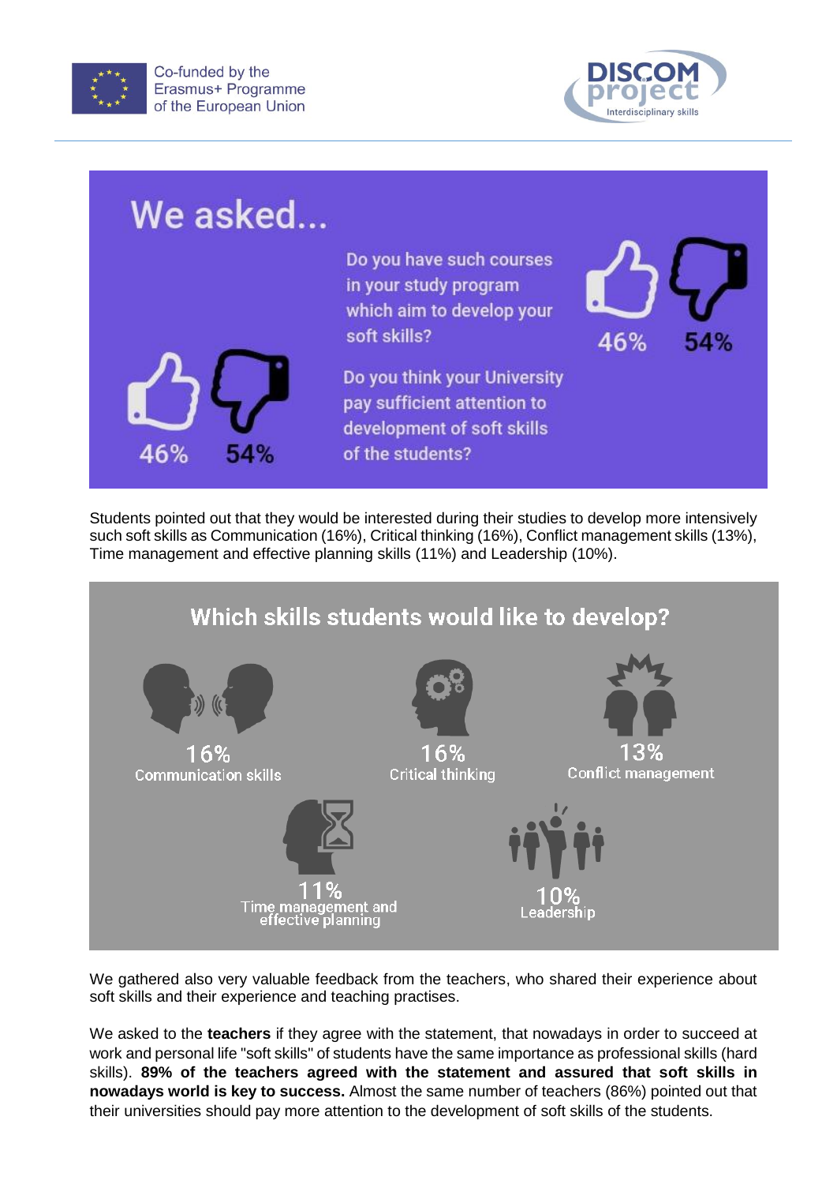## We asked...

Do you have such courses in your study program which aim to develop your soft skills?

46% 54%

Do you think your University pay sufficient attention to development of soft skills of the students?

46% 54%

Students pointed out that they would be interested during their studies to develop more intensively such soft skills as Communication (16%), Critical thinking (16%), Conflict management skills (13%), Time management and effective planning skills (11%) and Leadership (10%).

### Which skills students would like to develop?

16%
Communication skills

16%
Critical thinking

13%
Conflict management

11%
Time management and effective planning

10%
Leadership

We gathered also very valuable feedback from the teachers, who shared their experience about soft skills and their experience and teaching practises.

We asked to the **teachers** if they agree with the statement, that nowadays in order to succeed at work and personal life "soft skills" of students have the same importance as professional skills (hard skills). **89% of the teachers agreed with the statement and assured that soft skills in nowadays world is key to success.** Almost the same number of teachers (86%) pointed out that their universities should pay more attention to the development of soft skills of the students.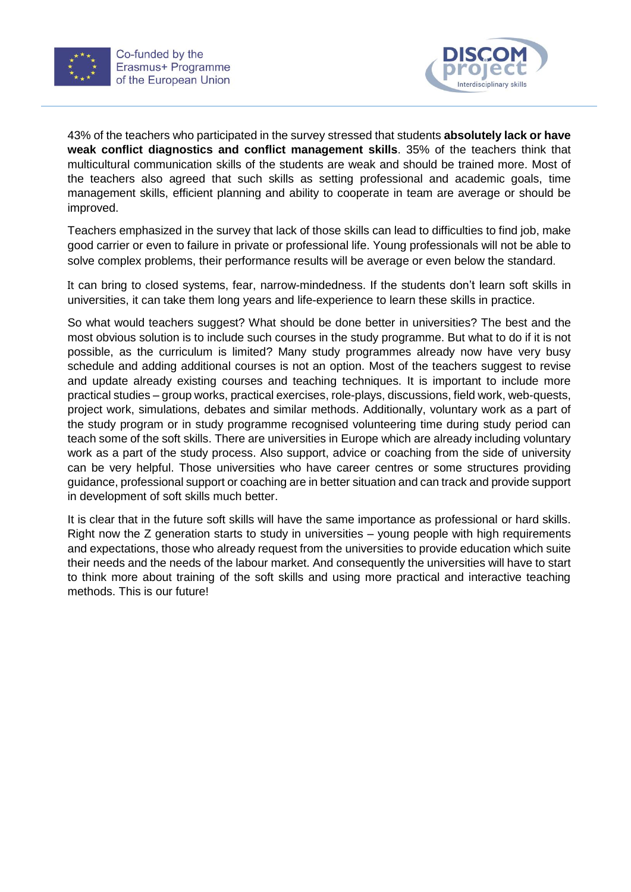43% of the teachers who participated in the survey stressed that students **absolutely lack or have weak conflict diagnostics and conflict management skills**. 35% of the teachers think that multicultural communication skills of the students are weak and should be trained more. Most of the teachers also agreed that such skills as setting professional and academic goals, time management skills, efficient planning and ability to cooperate in team are average or should be improved.

Teachers emphasized in the survey that lack of those skills can lead to difficulties to find job, make good carrier or even to failure in private or professional life. Young professionals will not be able to solve complex problems, their performance results will be average or even below the standard.

It can bring to closed systems, fear, narrow-mindedness. If the students don't learn soft skills in universities, it can take them long years and life-experience to learn these skills in practice.

So what would teachers suggest? What should be done better in universities? The best and the most obvious solution is to include such courses in the study programme. But what to do if it is not possible, as the curriculum is limited? Many study programmes already now have very busy schedule and adding additional courses is not an option. Most of the teachers suggest to revise and update already existing courses and teaching techniques. It is important to include more practical studies – group works, practical exercises, role-plays, discussions, field work, web-quests, project work, simulations, debates and similar methods. Additionally, voluntary work as a part of the study program or in study programme recognised volunteering time during study period can teach some of the soft skills. There are universities in Europe which are already including voluntary work as a part of the study process. Also support, advice or coaching from the side of university can be very helpful. Those universities who have career centres or some structures providing guidance, professional support or coaching are in better situation and can track and provide support in development of soft skills much better.

It is clear that in the future soft skills will have the same importance as professional or hard skills. Right now the Z generation starts to study in universities – young people with high requirements and expectations, those who already request from the universities to provide education which suite their needs and the needs of the labour market. And consequently the universities will have to start to think more about training of the soft skills and using more practical and interactive teaching methods. This is our future!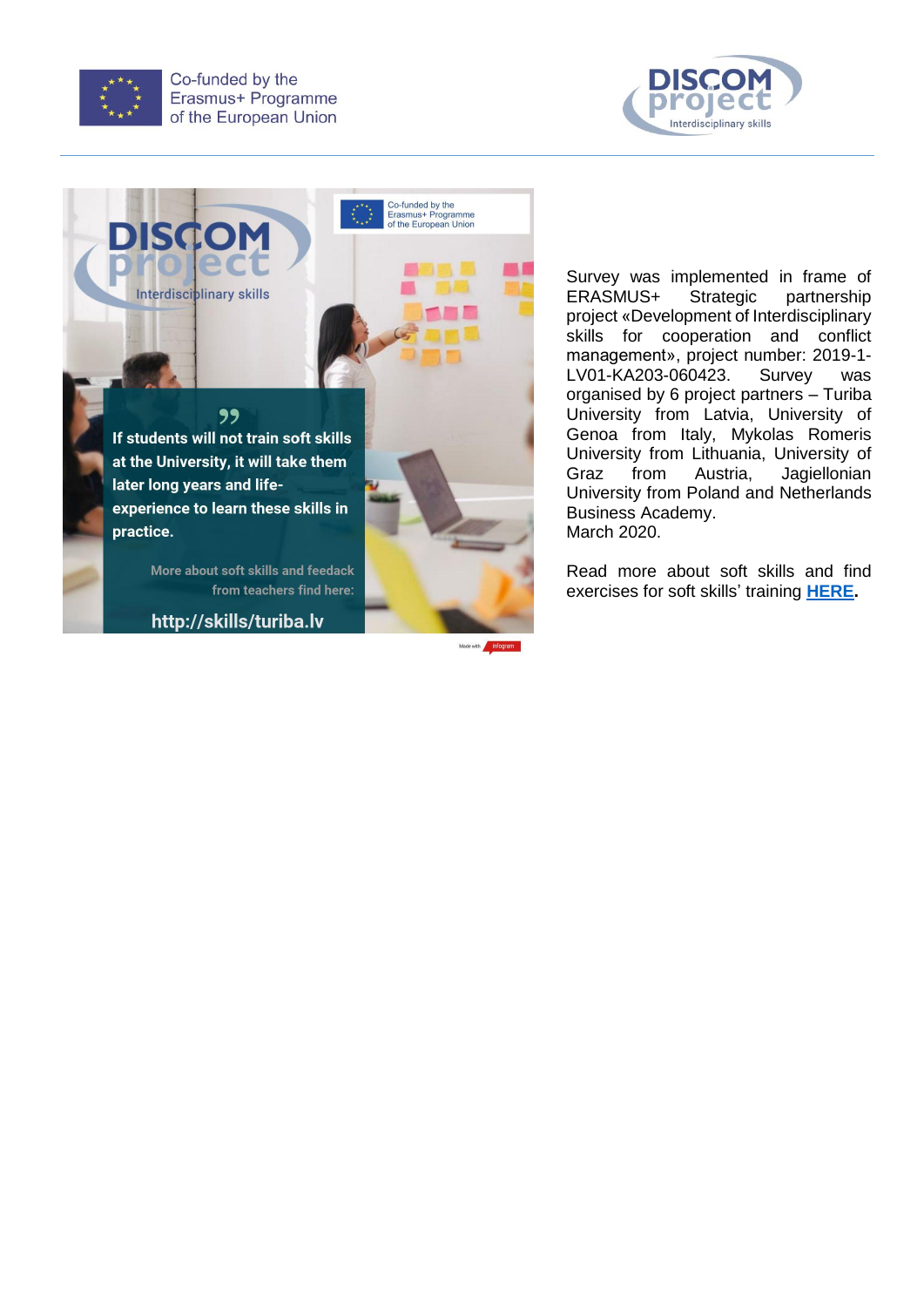If students will not train soft skills at the University, it will take them later long years and life-experience to learn these skills in practice.

More about soft skills and feedack from teachers find here:

http://skills/turiba.lv

Survey was implemented in frame of ERASMUS+ Strategic partnership project «Development of Interdisciplinary skills for cooperation and conflict management», project number: 2019-1-LV01-KA203-060423. Survey was organised by 6 project partners – Turiba University from Latvia, University of Genoa from Italy, Mykolas Romeris University from Lithuania, University of Graz from Austria, Jagiellonian University from Poland and Netherlands Business Academy.
March 2020.

Read more about soft skills and find exercises for soft skills' training **HERE**.